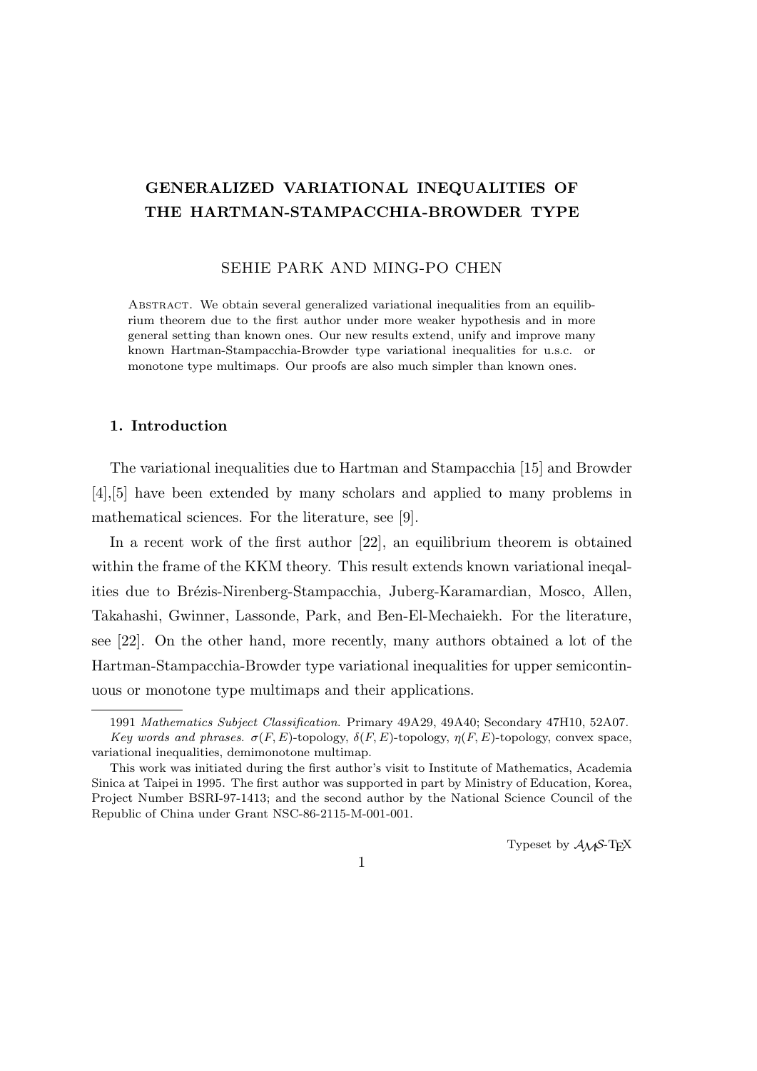# GENERALIZED VARIATIONAL INEQUALITIES OF THE HARTMAN-STAMPACCHIA-BROWDER TYPE

SEHIE PARK AND MING-PO CHEN

Abstract. We obtain several generalized variational inequalities from an equilibrium theorem due to the first author under more weaker hypothesis and in more general setting than known ones. Our new results extend, unify and improve many known Hartman-Stampacchia-Browder type variational inequalities for u.s.c. or monotone type multimaps. Our proofs are also much simpler than known ones.

## 1. Introduction

The variational inequalities due to Hartman and Stampacchia [15] and Browder [4],[5] have been extended by many scholars and applied to many problems in mathematical sciences. For the literature, see [9].

In a recent work of the first author [22], an equilibrium theorem is obtained within the frame of the KKM theory. This result extends known variational ineqalities due to Brézis-Nirenberg-Stampacchia, Juberg-Karamardian, Mosco, Allen, Takahashi, Gwinner, Lassonde, Park, and Ben-El-Mechaiekh. For the literature, see [22]. On the other hand, more recently, many authors obtained a lot of the Hartman-Stampacchia-Browder type variational inequalities for upper semicontinuous or monotone type multimaps and their applications.

1991 *Mathematics Subject Classification*. Primary 49A29, 49A40; Secondary 47H10, 52A07.

*Key words and phrases.* $\sigma(F, E)$-topology, $\delta(F, E)$-topology, $\eta(F, E)$-topology, convex space, variational inequalities, demimonotone multimap.

This work was initiated during the first author's visit to Institute of Mathematics, Academia Sinica at Taipei in 1995. The first author was supported in part by Ministry of Education, Korea, Project Number BSRI-97-1413; and the second author by the National Science Council of the Republic of China under Grant NSC-86-2115-M-001-001.

Typeset by $\mathcal{A}_{\mathcal{M}}\mathcal{S}$-TEX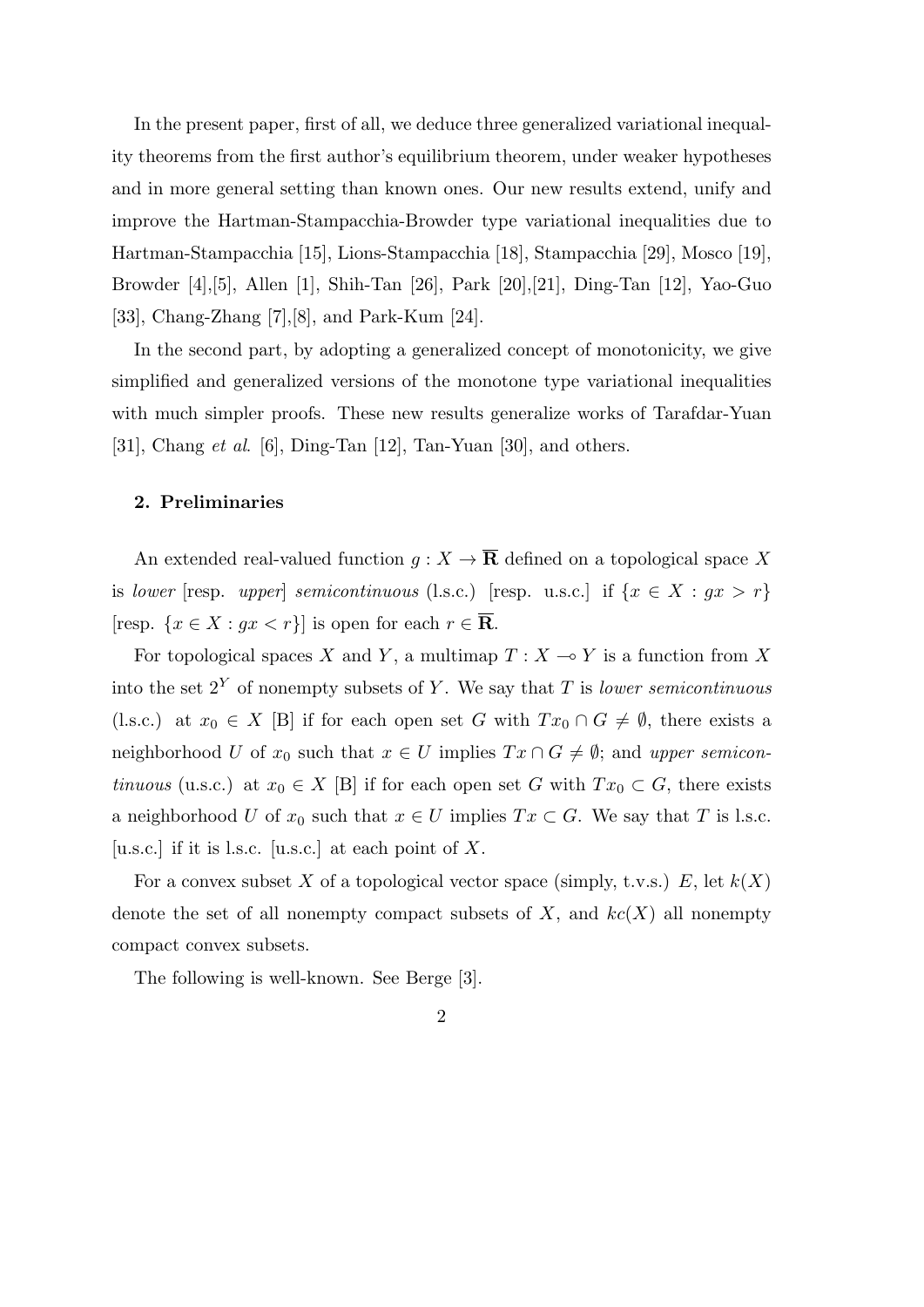In the present paper, first of all, we deduce three generalized variational inequality theorems from the first author's equilibrium theorem, under weaker hypotheses and in more general setting than known ones. Our new results extend, unify and improve the Hartman-Stampacchia-Browder type variational inequalities due to Hartman-Stampacchia [15], Lions-Stampacchia [18], Stampacchia [29], Mosco [19], Browder [4],[5], Allen [1], Shih-Tan [26], Park [20],[21], Ding-Tan [12], Yao-Guo [33], Chang-Zhang [7],[8], and Park-Kum [24].

In the second part, by adopting a generalized concept of monotonicity, we give simplified and generalized versions of the monotone type variational inequalities with much simpler proofs. These new results generalize works of Tarafdar-Yuan [31], Chang *et al*. [6], Ding-Tan [12], Tan-Yuan [30], and others.

## 2. Preliminaries

An extended real-valued function $g : X \to \overline{\mathbf{R}}$ defined on a topological space $X$ is *lower* [resp. *upper*] *semicontinuous* (l.s.c.) [resp. u.s.c.] if $\{x \in X : gx > r\}$ [resp. $\{x \in X : gx < r\}$] is open for each $r \in \overline{\mathbf{R}}$.

For topological spaces $X$ and $Y$, a multimap $T : X \multimap Y$ is a function from $X$ into the set $2^Y$ of nonempty subsets of $Y$. We say that $T$ is *lower semicontinuous* (l.s.c.) at $x_0 \in X$ [B] if for each open set $G$ with $Tx_0 \cap G \neq \emptyset$, there exists a neighborhood $U$ of $x_0$ such that $x \in U$ implies $Tx \cap G \neq \emptyset$; and *upper semicontinuous* (u.s.c.) at $x_0 \in X$ [B] if for each open set $G$ with $Tx_0 \subset G$, there exists a neighborhood $U$ of $x_0$ such that $x \in U$ implies $Tx \subset G$. We say that $T$ is l.s.c. [u.s.c.] if it is l.s.c. [u.s.c.] at each point of $X$.

For a convex subset $X$ of a topological vector space (simply, t.v.s.) $E$, let $k(X)$ denote the set of all nonempty compact subsets of $X$, and $kc(X)$ all nonempty compact convex subsets.

The following is well-known. See Berge [3].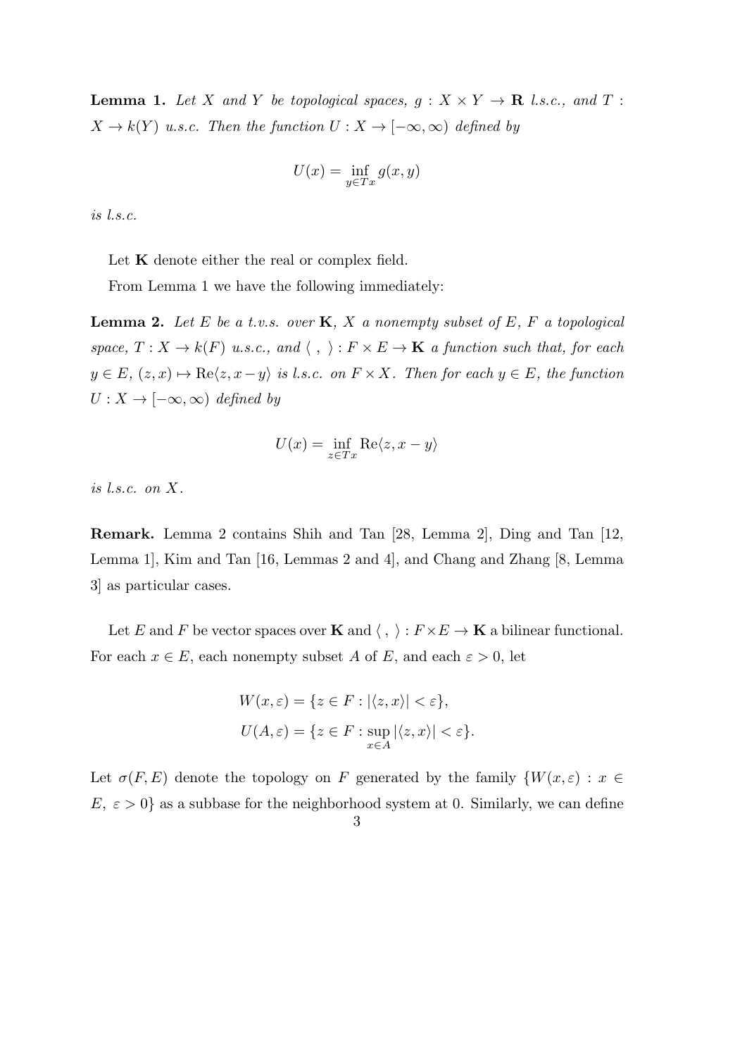**Lemma 1.** *Let $X$ and $Y$ be topological spaces, $g : X \times Y \to \mathbf{R}$ l.s.c., and $T : X \to k(Y)$ u.s.c. Then the function $U : X \to [-\infty, \infty)$ defined by*

$$U(x) = \inf_{y \in Tx} g(x, y)$$

*is l.s.c.*

Let $\mathbf{K}$ denote either the real or complex field.

From Lemma 1 we have the following immediately:

**Lemma 2.** *Let $E$ be a t.v.s. over $\mathbf{K}$, $X$ a nonempty subset of $E$, $F$ a topological space, $T : X \to k(F)$ u.s.c., and $\langle\ ,\ \rangle : F \times E \to \mathbf{K}$ a function such that, for each $y \in E$, $(z, x) \mapsto \mathrm{Re}\langle z, x - y\rangle$ is l.s.c. on $F \times X$. Then for each $y \in E$, the function $U : X \to [-\infty, \infty)$ defined by*

$$U(x) = \inf_{z \in Tx} \mathrm{Re}\langle z, x - y\rangle$$

*is l.s.c. on $X$.*

**Remark.** Lemma 2 contains Shih and Tan [28, Lemma 2], Ding and Tan [12, Lemma 1], Kim and Tan [16, Lemmas 2 and 4], and Chang and Zhang [8, Lemma 3] as particular cases.

Let $E$ and $F$ be vector spaces over $\mathbf{K}$ and $\langle\ ,\ \rangle : F \times E \to \mathbf{K}$ a bilinear functional. For each $x \in E$, each nonempty subset $A$ of $E$, and each $\varepsilon > 0$, let

$$W(x, \varepsilon) = \{z \in F : |\langle z, x\rangle| < \varepsilon\},$$
$$U(A, \varepsilon) = \{z \in F : \sup_{x \in A} |\langle z, x\rangle| < \varepsilon\}.$$

Let $\sigma(F, E)$ denote the topology on $F$ generated by the family $\{W(x, \varepsilon) : x \in E,\ \varepsilon > 0\}$ as a subbase for the neighborhood system at 0. Similarly, we can define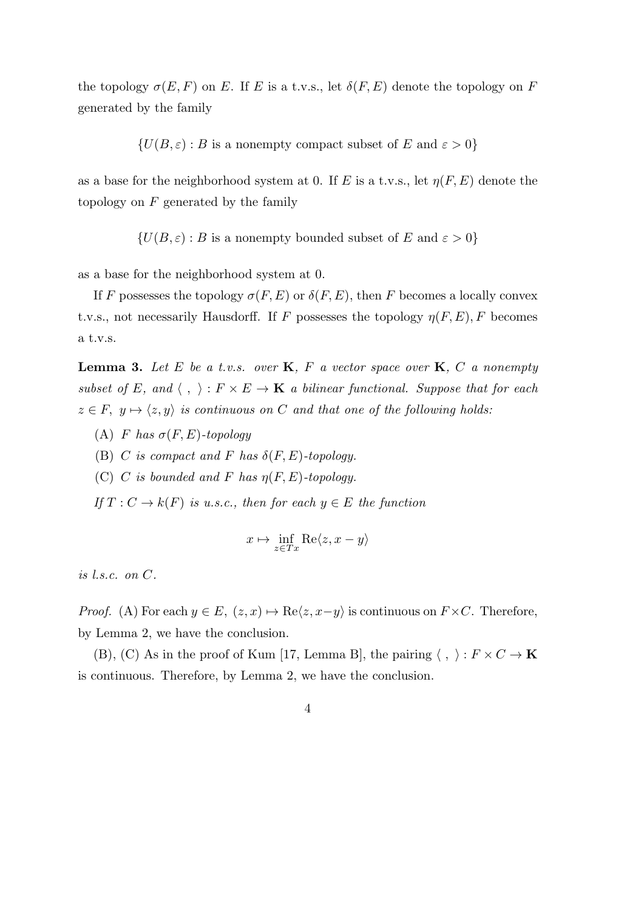the topology $\sigma(E, F)$ on $E$. If $E$ is a t.v.s., let $\delta(F, E)$ denote the topology on $F$ generated by the family

$$\{U(B, \varepsilon) : B \text{ is a nonempty compact subset of } E \text{ and } \varepsilon > 0\}$$

as a base for the neighborhood system at 0. If $E$ is a t.v.s., let $\eta(F, E)$ denote the topology on $F$ generated by the family

$$\{U(B, \varepsilon) : B \text{ is a nonempty bounded subset of } E \text{ and } \varepsilon > 0\}$$

as a base for the neighborhood system at 0.

If $F$ possesses the topology $\sigma(F, E)$ or $\delta(F, E)$, then $F$ becomes a locally convex t.v.s., not necessarily Hausdorff. If $F$ possesses the topology $\eta(F, E)$, $F$ becomes a t.v.s.

**Lemma 3.** *Let $E$ be a t.v.s. over $\mathbf{K}$, $F$ a vector space over $\mathbf{K}$, $C$ a nonempty subset of $E$, and $\langle\ ,\ \rangle : F \times E \to \mathbf{K}$ a bilinear functional. Suppose that for each $z \in F$, $y \mapsto \langle z, y\rangle$ is continuous on $C$ and that one of the following holds:*

- (A) *$F$ has $\sigma(F, E)$-topology*
- (B) *$C$ is compact and $F$ has $\delta(F, E)$-topology.*
- (C) *$C$ is bounded and $F$ has $\eta(F, E)$-topology.*

*If $T : C \to k(F)$ is u.s.c., then for each $y \in E$ the function*

$$x \mapsto \inf_{z \in Tx} \mathrm{Re}\langle z, x - y\rangle$$

*is l.s.c. on $C$.*

*Proof.* (A) For each $y \in E$, $(z, x) \mapsto \mathrm{Re}\langle z, x-y\rangle$ is continuous on $F \times C$. Therefore, by Lemma 2, we have the conclusion.

(B), (C) As in the proof of Kum [17, Lemma B], the pairing $\langle\ ,\ \rangle : F \times C \to \mathbf{K}$ is continuous. Therefore, by Lemma 2, we have the conclusion.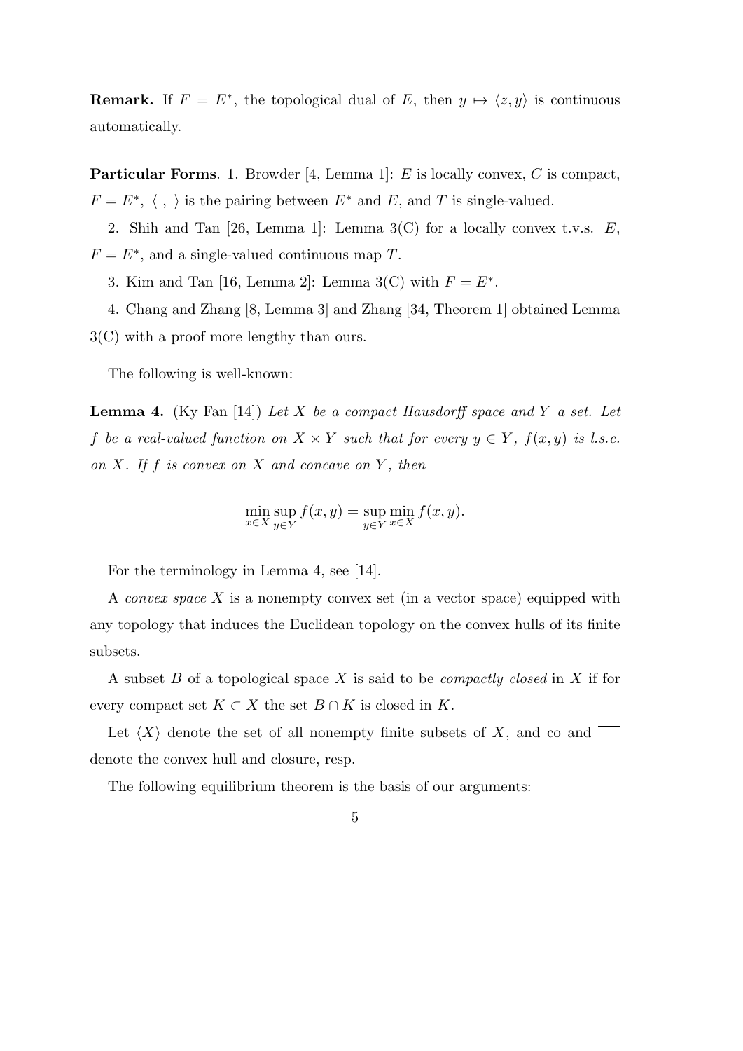**Remark.** If $F = E^*$, the topological dual of $E$, then $y \mapsto \langle z, y \rangle$ is continuous automatically.

**Particular Forms**. 1. Browder [4, Lemma 1]: $E$ is locally convex, $C$ is compact, $F = E^*$, $\langle\ ,\ \rangle$ is the pairing between $E^*$ and $E$, and $T$ is single-valued.

2. Shih and Tan [26, Lemma 1]: Lemma 3(C) for a locally convex t.v.s. $E$, $F = E^*$, and a single-valued continuous map $T$.

3. Kim and Tan [16, Lemma 2]: Lemma 3(C) with $F = E^*$.

4. Chang and Zhang [8, Lemma 3] and Zhang [34, Theorem 1] obtained Lemma 3(C) with a proof more lengthy than ours.

The following is well-known:

**Lemma 4.** (Ky Fan [14]) *Let $X$ be a compact Hausdorff space and $Y$ a set. Let $f$ be a real-valued function on $X \times Y$ such that for every $y \in Y$, $f(x, y)$ is l.s.c. on $X$. If $f$ is convex on $X$ and concave on $Y$, then*

$$\min_{x \in X} \sup_{y \in Y} f(x, y) = \sup_{y \in Y} \min_{x \in X} f(x, y).$$

For the terminology in Lemma 4, see [14].

A *convex space* $X$ is a nonempty convex set (in a vector space) equipped with any topology that induces the Euclidean topology on the convex hulls of its finite subsets.

A subset $B$ of a topological space $X$ is said to be *compactly closed* in $X$ if for every compact set $K \subset X$ the set $B \cap K$ is closed in $K$.

Let $\langle X \rangle$ denote the set of all nonempty finite subsets of $X$, and co and $\overline{\phantom{xx}}$ denote the convex hull and closure, resp.

The following equilibrium theorem is the basis of our arguments: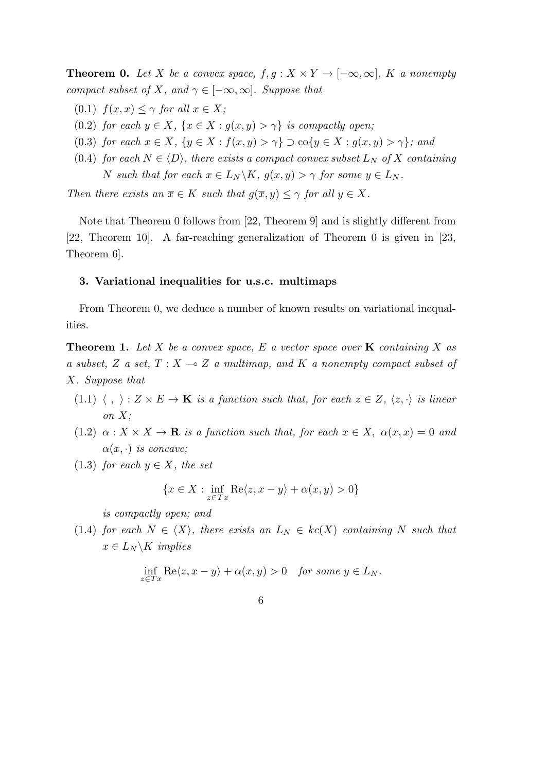**Theorem 0.** *Let $X$ be a convex space, $f, g : X \times Y \to [-\infty, \infty]$, $K$ a nonempty compact subset of $X$, and $\gamma \in [-\infty, \infty]$. Suppose that*

(0.1) *$f(x, x) \leq \gamma$ for all $x \in X$;*

(0.2) *for each $y \in X$, $\{x \in X : g(x, y) > \gamma\}$ is compactly open;*

(0.3) *for each $x \in X$, $\{y \in X : f(x, y) > \gamma\} \supset \text{co}\{y \in X : g(x, y) > \gamma\}$; and*

(0.4) *for each $N \in \langle D \rangle$, there exists a compact convex subset $L_N$ of $X$ containing $N$ such that for each $x \in L_N \backslash K$, $g(x, y) > \gamma$ for some $y \in L_N$.*

*Then there exists an $\overline{x} \in K$ such that $g(\overline{x}, y) \leq \gamma$ for all $y \in X$.*

Note that Theorem 0 follows from [22, Theorem 9] and is slightly different from [22, Theorem 10]. A far-reaching generalization of Theorem 0 is given in [23, Theorem 6].

### 3. Variational inequalities for u.s.c. multimaps

From Theorem 0, we deduce a number of known results on variational inequalities.

**Theorem 1.** *Let $X$ be a convex space, $E$ a vector space over $\mathbf{K}$ containing $X$ as a subset, $Z$ a set, $T : X \multimap Z$ a multimap, and $K$ a nonempty compact subset of $X$. Suppose that*

(1.1) *$\langle\ ,\ \rangle : Z \times E \to \mathbf{K}$ is a function such that, for each $z \in Z$, $\langle z, \cdot \rangle$ is linear on $X$;*

(1.2) *$\alpha : X \times X \to \mathbf{R}$ is a function such that, for each $x \in X$, $\alpha(x, x) = 0$ and $\alpha(x, \cdot)$ is concave;*

(1.3) *for each $y \in X$, the set*

$$\{x \in X : \inf_{z \in Tx} \text{Re}\langle z, x - y \rangle + \alpha(x, y) > 0\}$$

*is compactly open; and*

(1.4) *for each $N \in \langle X \rangle$, there exists an $L_N \in kc(X)$ containing $N$ such that $x \in L_N \backslash K$ implies*

$$\inf_{z \in Tx} \text{Re}\langle z, x - y \rangle + \alpha(x, y) > 0 \quad \textit{for some } y \in L_N.$$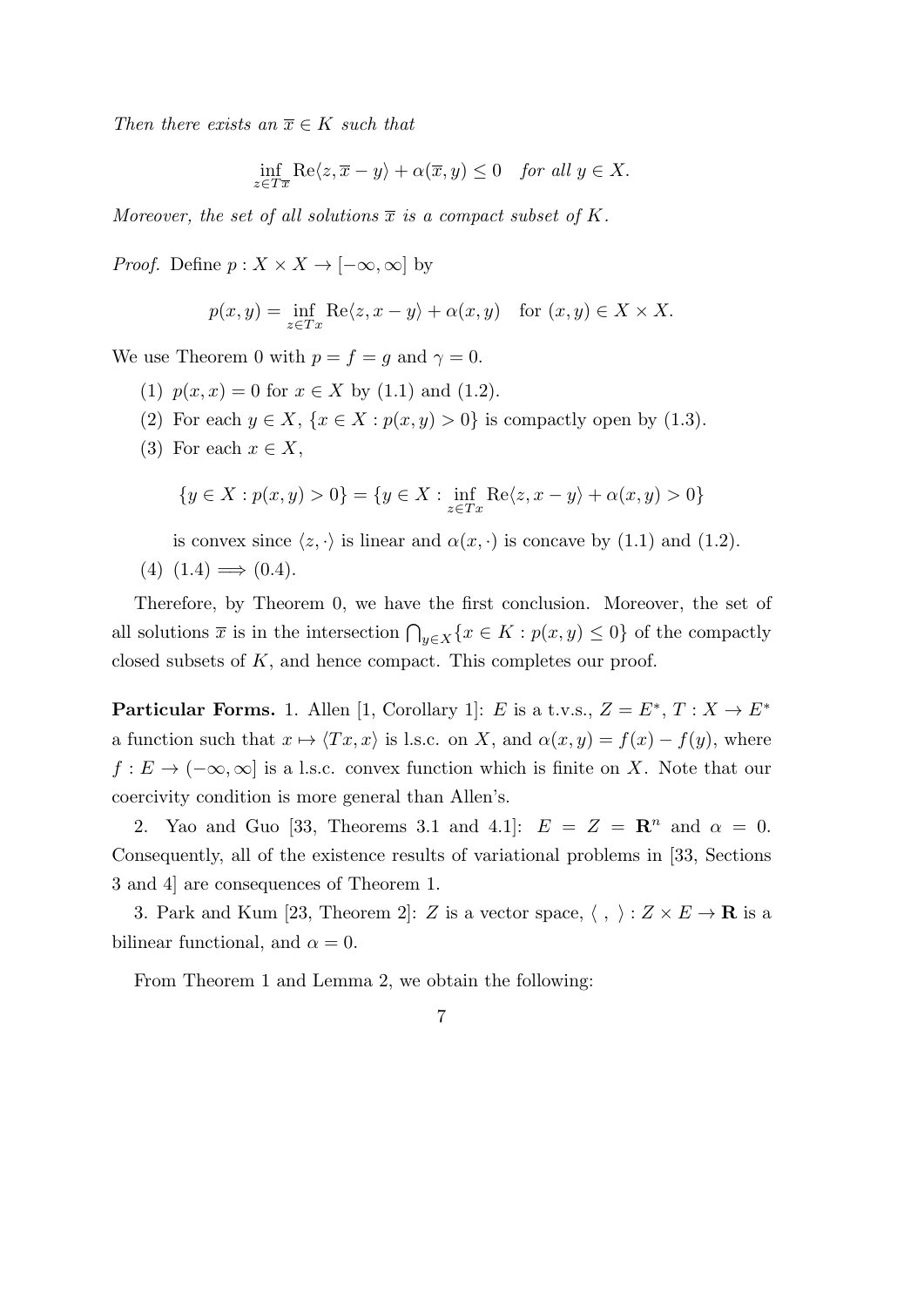*Then there exists an* $\overline{x} \in K$ *such that*

$$\inf_{z \in T\overline{x}} \mathrm{Re}\langle z, \overline{x} - y\rangle + \alpha(\overline{x}, y) \leq 0 \quad \textit{for all } y \in X.$$

*Moreover, the set of all solutions* $\overline{x}$ *is a compact subset of* $K$*.*

*Proof.* Define $p : X \times X \to [-\infty, \infty]$ by

$$p(x, y) = \inf_{z \in Tx} \mathrm{Re}\langle z, x - y\rangle + \alpha(x, y) \quad \text{for } (x, y) \in X \times X.$$

We use Theorem 0 with $p = f = g$ and $\gamma = 0$.

(1) $p(x, x) = 0$ for $x \in X$ by (1.1) and (1.2).

(2) For each $y \in X$, $\{x \in X : p(x, y) > 0\}$ is compactly open by (1.3).

(3) For each $x \in X$,

$$\{y \in X : p(x, y) > 0\} = \{y \in X : \inf_{z \in Tx} \mathrm{Re}\langle z, x - y\rangle + \alpha(x, y) > 0\}$$

is convex since $\langle z, \cdot\rangle$ is linear and $\alpha(x, \cdot)$ is concave by (1.1) and (1.2).

(4) (1.4) $\Longrightarrow$ (0.4).

Therefore, by Theorem 0, we have the first conclusion. Moreover, the set of all solutions $\overline{x}$ is in the intersection $\bigcap_{y \in X}\{x \in K : p(x, y) \leq 0\}$ of the compactly closed subsets of $K$, and hence compact. This completes our proof.

**Particular Forms.** 1. Allen [1, Corollary 1]: $E$ is a t.v.s., $Z = E^*$, $T : X \to E^*$ a function such that $x \mapsto \langle Tx, x\rangle$ is l.s.c. on $X$, and $\alpha(x, y) = f(x) - f(y)$, where $f : E \to (-\infty, \infty]$ is a l.s.c. convex function which is finite on $X$. Note that our coercivity condition is more general than Allen's.

2. Yao and Guo [33, Theorems 3.1 and 4.1]: $E = Z = \mathbf{R}^n$ and $\alpha = 0$. Consequently, all of the existence results of variational problems in [33, Sections 3 and 4] are consequences of Theorem 1.

3. Park and Kum [23, Theorem 2]: $Z$ is a vector space, $\langle\ ,\ \rangle : Z \times E \to \mathbf{R}$ is a bilinear functional, and $\alpha = 0$.

From Theorem 1 and Lemma 2, we obtain the following: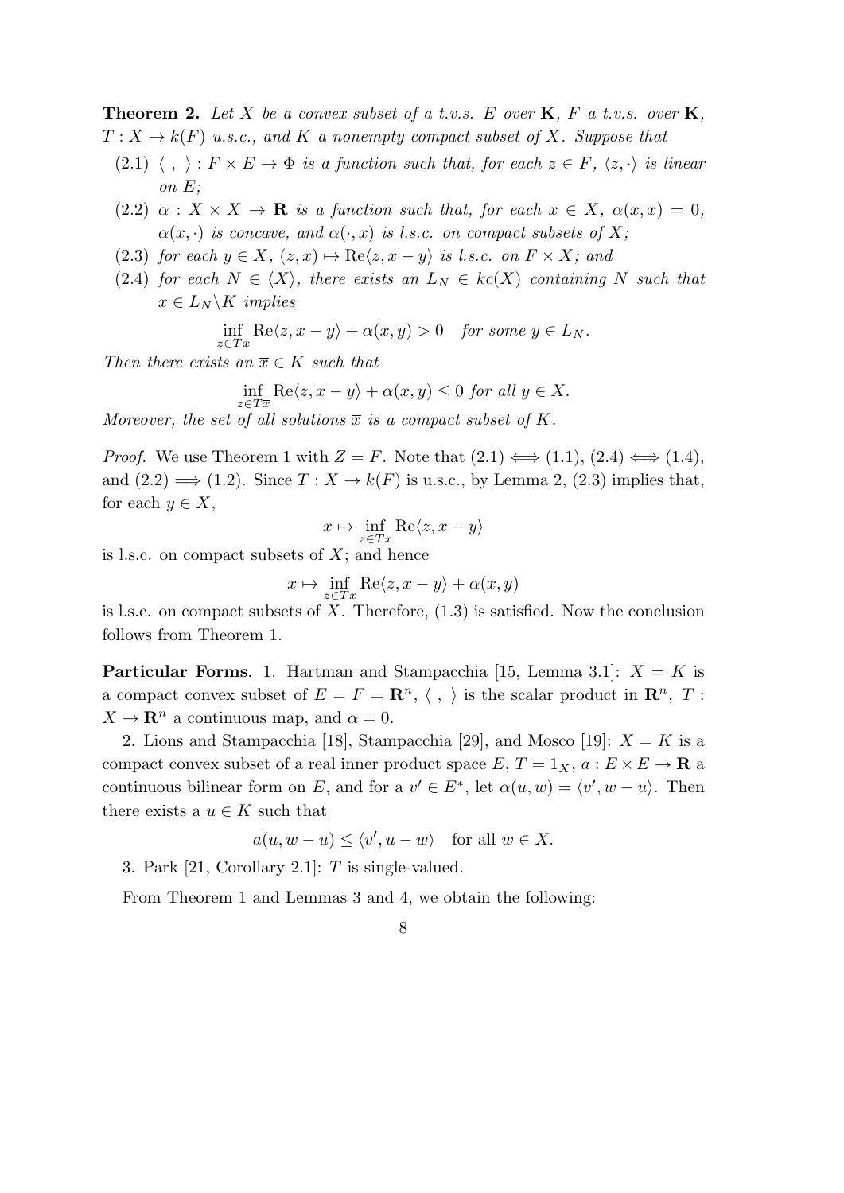**Theorem 2.** *Let $X$ be a convex subset of a t.v.s. $E$ over $\mathbf{K}$, $F$ a t.v.s. over $\mathbf{K}$, $T : X \to k(F)$ u.s.c., and $K$ a nonempty compact subset of $X$. Suppose that*

(2.1) *$\langle \ , \ \rangle : F \times E \to \Phi$ is a function such that, for each $z \in F$, $\langle z, \cdot \rangle$ is linear on $E$;*

(2.2) *$\alpha : X \times X \to \mathbf{R}$ is a function such that, for each $x \in X$, $\alpha(x, x) = 0$, $\alpha(x, \cdot)$ is concave, and $\alpha(\cdot, x)$ is l.s.c. on compact subsets of $X$;*

(2.3) *for each $y \in X$, $(z, x) \mapsto \mathrm{Re}\langle z, x - y \rangle$ is l.s.c. on $F \times X$; and*

(2.4) *for each $N \in \langle X \rangle$, there exists an $L_N \in kc(X)$ containing $N$ such that $x \in L_N \backslash K$ implies*

$$\inf_{z \in Tx} \mathrm{Re}\langle z, x - y \rangle + \alpha(x, y) > 0 \quad \text{for some } y \in L_N.$$

*Then there exists an $\overline{x} \in K$ such that*

$$\inf_{z \in T\overline{x}} \mathrm{Re}\langle z, \overline{x} - y \rangle + \alpha(\overline{x}, y) \leq 0 \text{ for all } y \in X.$$

*Moreover, the set of all solutions $\overline{x}$ is a compact subset of $K$.*

*Proof.* We use Theorem 1 with $Z = F$. Note that $(2.1) \iff (1.1)$, $(2.4) \iff (1.4)$, and $(2.2) \implies (1.2)$. Since $T : X \to k(F)$ is u.s.c., by Lemma 2, (2.3) implies that, for each $y \in X$,

$$x \mapsto \inf_{z \in Tx} \mathrm{Re}\langle z, x - y \rangle$$

is l.s.c. on compact subsets of $X$; and hence

$$x \mapsto \inf_{z \in Tx} \mathrm{Re}\langle z, x - y \rangle + \alpha(x, y)$$

is l.s.c. on compact subsets of $X$. Therefore, (1.3) is satisfied. Now the conclusion follows from Theorem 1.

**Particular Forms**. 1. Hartman and Stampacchia [15, Lemma 3.1]: $X = K$ is a compact convex subset of $E = F = \mathbf{R}^n$, $\langle \ , \ \rangle$ is the scalar product in $\mathbf{R}^n$, $T : X \to \mathbf{R}^n$ a continuous map, and $\alpha = 0$.

2. Lions and Stampacchia [18], Stampacchia [29], and Mosco [19]: $X = K$ is a compact convex subset of a real inner product space $E$, $T = 1_X$, $a : E \times E \to \mathbf{R}$ a continuous bilinear form on $E$, and for a $v' \in E^*$, let $\alpha(u, w) = \langle v', w - u \rangle$. Then there exists a $u \in K$ such that

$$a(u, w - u) \leq \langle v', u - w \rangle \quad \text{for all } w \in X.$$

3. Park [21, Corollary 2.1]: $T$ is single-valued.

From Theorem 1 and Lemmas 3 and 4, we obtain the following: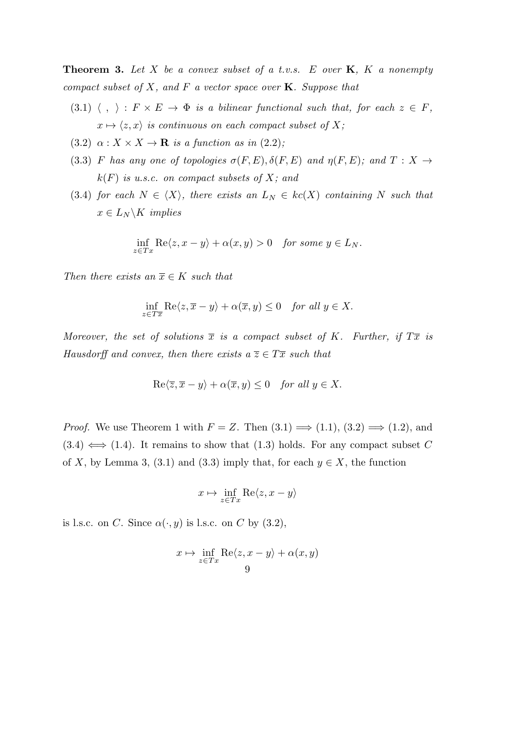**Theorem 3.** *Let $X$ be a convex subset of a t.v.s. $E$ over $\mathbf{K}$, $K$ a nonempty compact subset of $X$, and $F$ a vector space over $\mathbf{K}$. Suppose that*

(3.1) *$\langle\ ,\ \rangle : F \times E \to \Phi$ is a bilinear functional such that, for each $z \in F$, $x \mapsto \langle z, x\rangle$ is continuous on each compact subset of $X$;*

(3.2) *$\alpha : X \times X \to \mathbf{R}$ is a function as in (2.2);*

(3.3) *$F$ has any one of topologies $\sigma(F,E), \delta(F,E)$ and $\eta(F,E)$; and $T : X \to k(F)$ is u.s.c. on compact subsets of $X$; and*

(3.4) *for each $N \in \langle X\rangle$, there exists an $L_N \in kc(X)$ containing $N$ such that $x \in L_N \backslash K$ implies*

$$\inf_{z\in Tx} \operatorname{Re}\langle z, x-y\rangle + \alpha(x,y) > 0 \quad \textit{for some } y \in L_N.$$

*Then there exists an $\overline{x} \in K$ such that*

$$\inf_{z\in T\overline{x}} \operatorname{Re}\langle z, \overline{x}-y\rangle + \alpha(\overline{x},y) \le 0 \quad \textit{for all } y \in X.$$

*Moreover, the set of solutions $\overline{x}$ is a compact subset of $K$. Further, if $T\overline{x}$ is Hausdorff and convex, then there exists a $\overline{z} \in T\overline{x}$ such that*

$$\operatorname{Re}\langle \overline{z}, \overline{x}-y\rangle + \alpha(\overline{x},y) \le 0 \quad \textit{for all } y \in X.$$

*Proof.* We use Theorem 1 with $F = Z$. Then (3.1) $\Longrightarrow$ (1.1), (3.2) $\Longrightarrow$ (1.2), and (3.4) $\Longleftrightarrow$ (1.4). It remains to show that (1.3) holds. For any compact subset $C$ of $X$, by Lemma 3, (3.1) and (3.3) imply that, for each $y \in X$, the function

$$x \mapsto \inf_{z\in Tx} \operatorname{Re}\langle z, x-y\rangle$$

is l.s.c. on $C$. Since $\alpha(\cdot, y)$ is l.s.c. on $C$ by (3.2),

$$x \mapsto \inf_{z\in Tx} \operatorname{Re}\langle z, x-y\rangle + \alpha(x,y)$$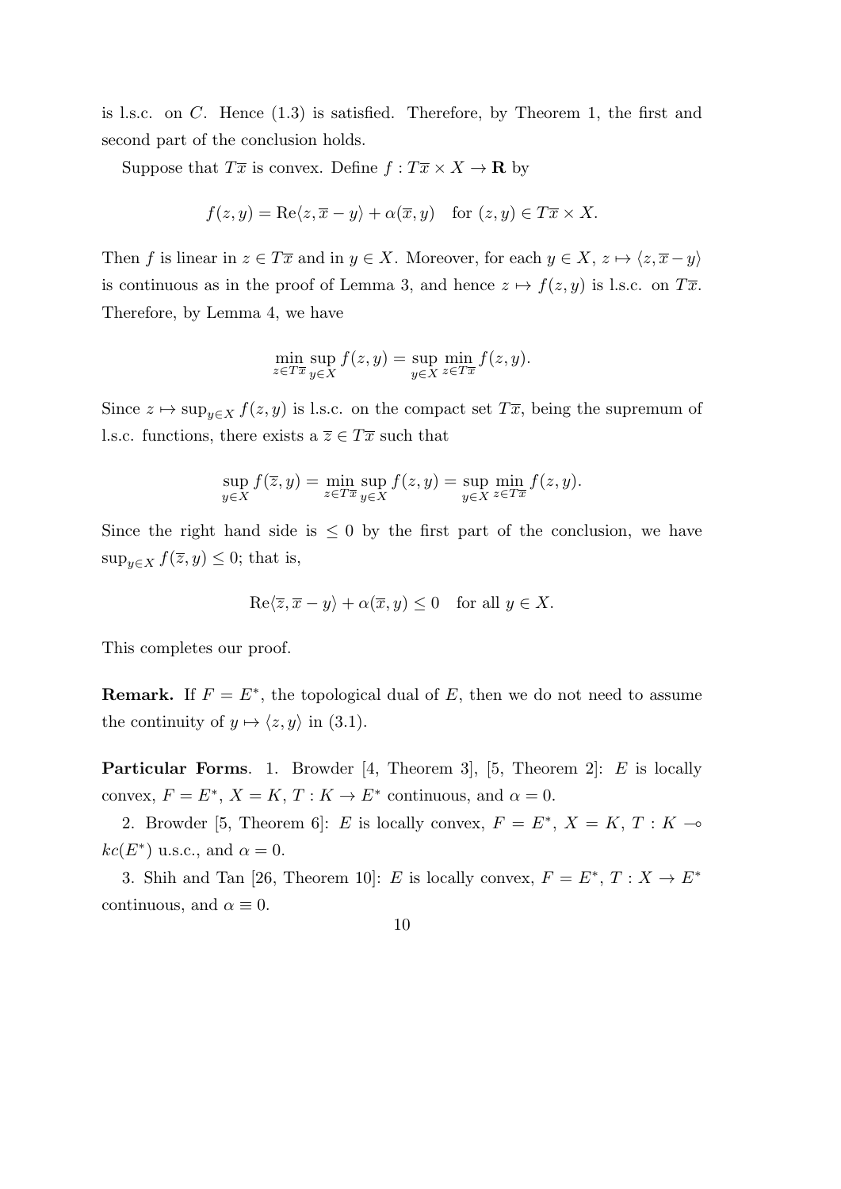is l.s.c. on $C$. Hence (1.3) is satisfied. Therefore, by Theorem 1, the first and second part of the conclusion holds.

Suppose that $T\overline{x}$ is convex. Define $f : T\overline{x} \times X \to \mathbf{R}$ by

$$f(z, y) = \mathrm{Re}\langle z, \overline{x} - y\rangle + \alpha(\overline{x}, y) \quad \text{for } (z, y) \in T\overline{x} \times X.$$

Then $f$ is linear in $z \in T\overline{x}$ and in $y \in X$. Moreover, for each $y \in X$, $z \mapsto \langle z, \overline{x} - y\rangle$ is continuous as in the proof of Lemma 3, and hence $z \mapsto f(z, y)$ is l.s.c. on $T\overline{x}$. Therefore, by Lemma 4, we have

$$\min_{z \in T\overline{x}} \sup_{y \in X} f(z, y) = \sup_{y \in X} \min_{z \in T\overline{x}} f(z, y).$$

Since $z \mapsto \sup_{y \in X} f(z, y)$ is l.s.c. on the compact set $T\overline{x}$, being the supremum of l.s.c. functions, there exists a $\overline{z} \in T\overline{x}$ such that

$$\sup_{y \in X} f(\overline{z}, y) = \min_{z \in T\overline{x}} \sup_{y \in X} f(z, y) = \sup_{y \in X} \min_{z \in T\overline{x}} f(z, y).$$

Since the right hand side is $\leq 0$ by the first part of the conclusion, we have $\sup_{y \in X} f(\overline{z}, y) \leq 0$; that is,

$$\mathrm{Re}\langle \overline{z}, \overline{x} - y\rangle + \alpha(\overline{x}, y) \leq 0 \quad \text{for all } y \in X.$$

This completes our proof.

**Remark.** If $F = E^*$, the topological dual of $E$, then we do not need to assume the continuity of $y \mapsto \langle z, y\rangle$ in (3.1).

**Particular Forms**. 1. Browder [4, Theorem 3], [5, Theorem 2]: $E$ is locally convex, $F = E^*$, $X = K$, $T : K \to E^*$ continuous, and $\alpha = 0$.

2. Browder [5, Theorem 6]: $E$ is locally convex, $F = E^*$, $X = K$, $T : K \multimap kc(E^*)$ u.s.c., and $\alpha = 0$.

3. Shih and Tan [26, Theorem 10]: $E$ is locally convex, $F = E^*$, $T : X \to E^*$ continuous, and $\alpha \equiv 0$.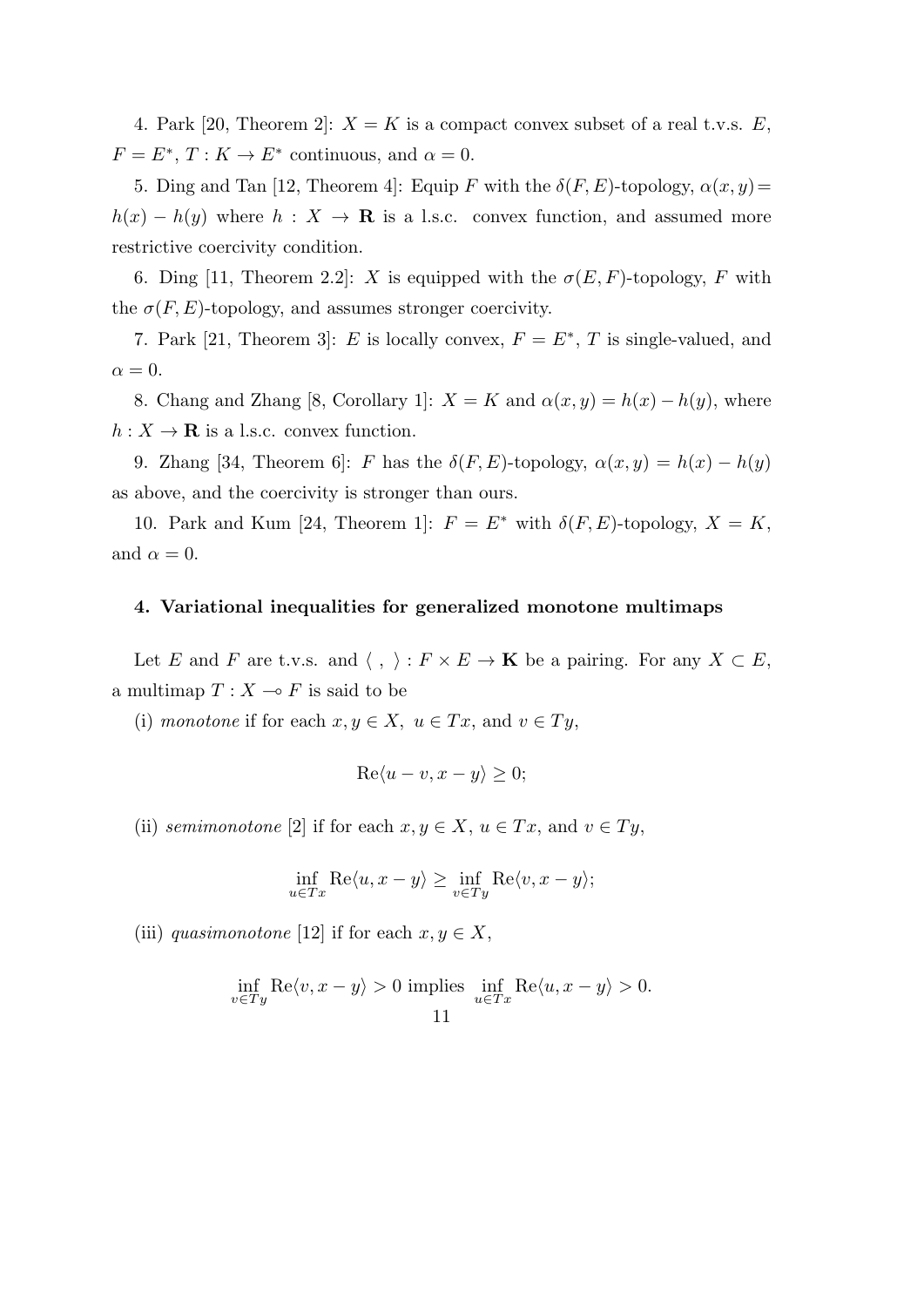4. Park [20, Theorem 2]: $X = K$ is a compact convex subset of a real t.v.s. $E$, $F = E^*$, $T : K \to E^*$ continuous, and $\alpha = 0$.

5. Ding and Tan [12, Theorem 4]: Equip $F$ with the $\delta(F, E)$-topology, $\alpha(x, y) = h(x) - h(y)$ where $h : X \to \mathbf{R}$ is a l.s.c. convex function, and assumed more restrictive coercivity condition.

6. Ding [11, Theorem 2.2]: $X$ is equipped with the $\sigma(E, F)$-topology, $F$ with the $\sigma(F, E)$-topology, and assumes stronger coercivity.

7. Park [21, Theorem 3]: $E$ is locally convex, $F = E^*$, $T$ is single-valued, and $\alpha = 0$.

8. Chang and Zhang [8, Corollary 1]: $X = K$ and $\alpha(x, y) = h(x) - h(y)$, where $h : X \to \mathbf{R}$ is a l.s.c. convex function.

9. Zhang [34, Theorem 6]: $F$ has the $\delta(F, E)$-topology, $\alpha(x, y) = h(x) - h(y)$ as above, and the coercivity is stronger than ours.

10. Park and Kum [24, Theorem 1]: $F = E^*$ with $\delta(F, E)$-topology, $X = K$, and $\alpha = 0$.

## 4. Variational inequalities for generalized monotone multimaps

Let $E$ and $F$ are t.v.s. and $\langle\ ,\ \rangle : F \times E \to \mathbf{K}$ be a pairing. For any $X \subset E$, a multimap $T : X \multimap F$ is said to be

(i) *monotone* if for each $x, y \in X$, $u \in Tx$, and $v \in Ty$,

$$\mathrm{Re}\langle u - v, x - y\rangle \geq 0;$$

(ii) *semimonotone* [2] if for each $x, y \in X$, $u \in Tx$, and $v \in Ty$,

$$\inf_{u \in Tx} \mathrm{Re}\langle u, x - y\rangle \geq \inf_{v \in Ty} \mathrm{Re}\langle v, x - y\rangle;$$

(iii) *quasimonotone* [12] if for each $x, y \in X$,

$$\inf_{v \in Ty} \mathrm{Re}\langle v, x - y\rangle > 0 \text{ implies } \inf_{u \in Tx} \mathrm{Re}\langle u, x - y\rangle > 0.$$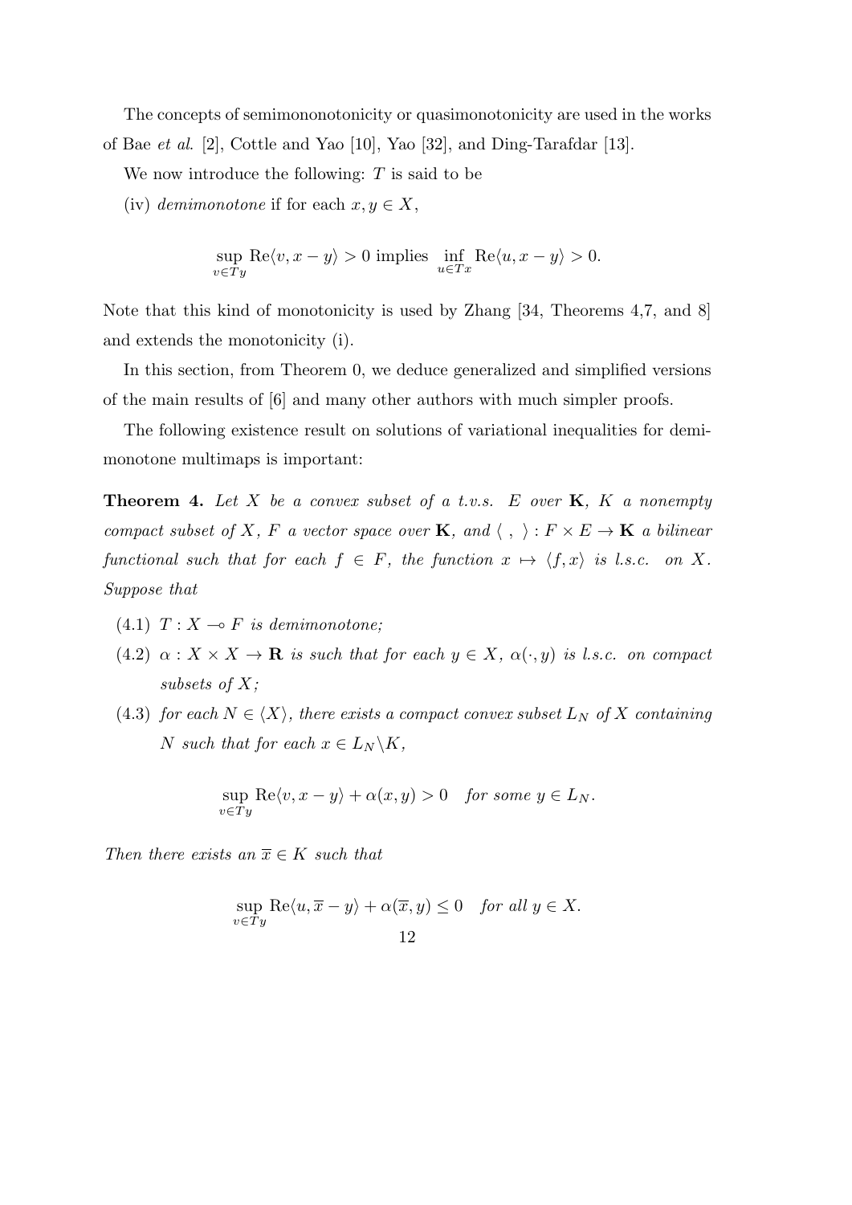The concepts of semimononotonicity or quasimonotonicity are used in the works of Bae *et al*. [2], Cottle and Yao [10], Yao [32], and Ding-Tarafdar [13].

We now introduce the following: $T$ is said to be

(iv) *demimonotone* if for each $x, y \in X$,

$$\sup_{v \in Ty} \mathrm{Re}\langle v, x - y\rangle > 0 \text{ implies } \inf_{u \in Tx} \mathrm{Re}\langle u, x - y\rangle > 0.$$

Note that this kind of monotonicity is used by Zhang [34, Theorems 4,7, and 8] and extends the monotonicity (i).

In this section, from Theorem 0, we deduce generalized and simplified versions of the main results of [6] and many other authors with much simpler proofs.

The following existence result on solutions of variational inequalities for demimonotone multimaps is important:

**Theorem 4.** *Let $X$ be a convex subset of a t.v.s. $E$ over $\mathbf{K}$, $K$ a nonempty compact subset of $X$, $F$ a vector space over $\mathbf{K}$, and $\langle\ ,\ \rangle : F \times E \to \mathbf{K}$ a bilinear functional such that for each $f \in F$, the function $x \mapsto \langle f, x\rangle$ is l.s.c. on $X$. Suppose that*

(4.1) *$T : X \multimap F$ is demimonotone;*

(4.2) *$\alpha : X \times X \to \mathbf{R}$ is such that for each $y \in X$, $\alpha(\cdot, y)$ is l.s.c. on compact subsets of $X$;*

(4.3) *for each $N \in \langle X\rangle$, there exists a compact convex subset $L_N$ of $X$ containing $N$ such that for each $x \in L_N \backslash K$,*

$$\sup_{v \in Ty} \mathrm{Re}\langle v, x - y\rangle + \alpha(x, y) > 0 \quad \textit{for some } y \in L_N.$$

*Then there exists an $\overline{x} \in K$ such that*

$$\sup_{v \in Ty} \mathrm{Re}\langle u, \overline{x} - y\rangle + \alpha(\overline{x}, y) \leq 0 \quad \textit{for all } y \in X.$$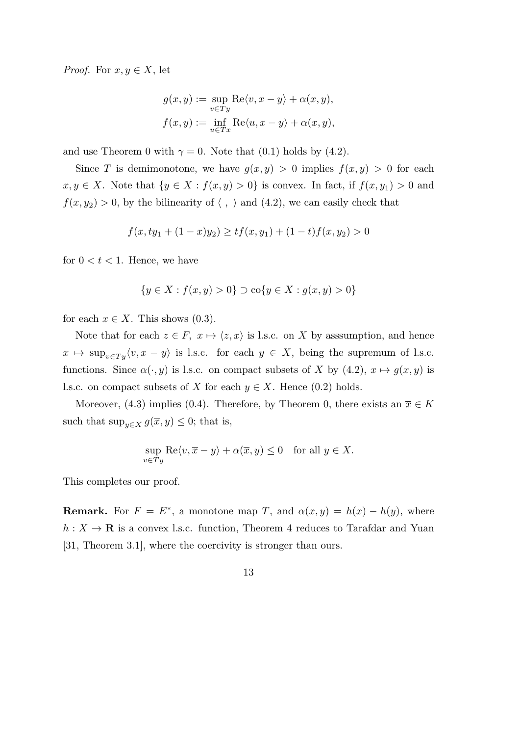*Proof.* For $x, y \in X$, let

$$g(x,y) := \sup_{v \in Ty} \mathrm{Re}\langle v, x-y \rangle + \alpha(x,y),$$
$$f(x,y) := \inf_{u \in Tx} \mathrm{Re}\langle u, x-y \rangle + \alpha(x,y),$$

and use Theorem 0 with $\gamma = 0$. Note that (0.1) holds by (4.2).

Since $T$ is demimonotone, we have $g(x,y) > 0$ implies $f(x,y) > 0$ for each $x, y \in X$. Note that $\{y \in X : f(x,y) > 0\}$ is convex. In fact, if $f(x, y_1) > 0$ and $f(x, y_2) > 0$, by the bilinearity of $\langle \, , \, \rangle$ and (4.2), we can easily check that

$$f(x, ty_1 + (1-x)y_2) \geq tf(x, y_1) + (1-t)f(x, y_2) > 0$$

for $0 < t < 1$. Hence, we have

$$\{y \in X : f(x,y) > 0\} \supset \mathrm{co}\{y \in X : g(x,y) > 0\}$$

for each $x \in X$. This shows (0.3).

Note that for each $z \in F$, $x \mapsto \langle z, x \rangle$ is l.s.c. on $X$ by asssumption, and hence $x \mapsto \sup_{v \in Ty} \langle v, x-y \rangle$ is l.s.c. for each $y \in X$, being the supremum of l.s.c. functions. Since $\alpha(\cdot, y)$ is l.s.c. on compact subsets of $X$ by (4.2), $x \mapsto g(x,y)$ is l.s.c. on compact subsets of $X$ for each $y \in X$. Hence (0.2) holds.

Moreover, (4.3) implies (0.4). Therefore, by Theorem 0, there exists an $\overline{x} \in K$ such that $\sup_{y \in X} g(\overline{x}, y) \leq 0$; that is,

$$\sup_{v \in Ty} \mathrm{Re}\langle v, \overline{x} - y \rangle + \alpha(\overline{x}, y) \leq 0 \quad \text{for all } y \in X.$$

This completes our proof.

**Remark.** For $F = E^*$, a monotone map $T$, and $\alpha(x,y) = h(x) - h(y)$, where $h : X \to \mathbf{R}$ is a convex l.s.c. function, Theorem 4 reduces to Tarafdar and Yuan [31, Theorem 3.1], where the coercivity is stronger than ours.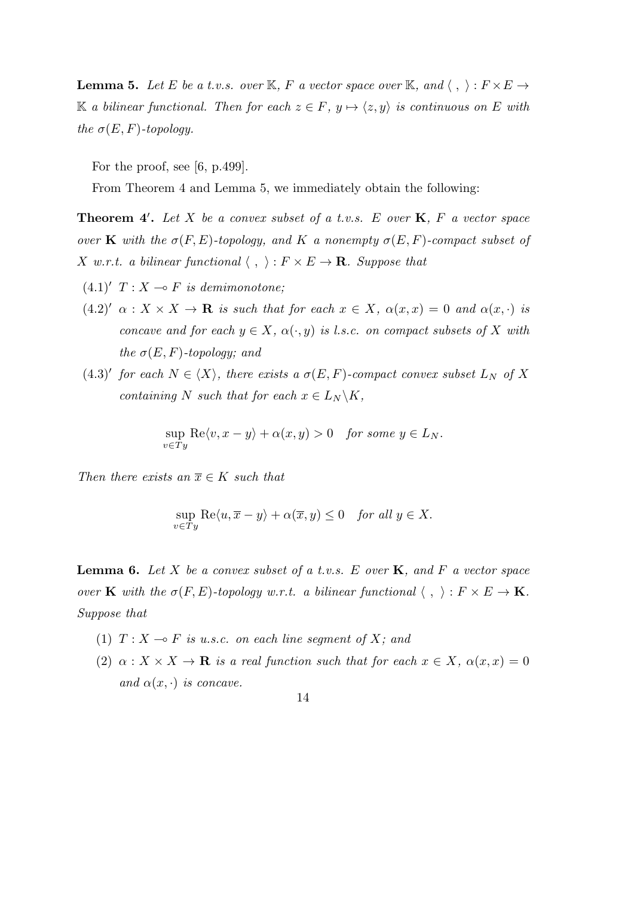**Lemma 5.** *Let $E$ be a t.v.s. over $\mathbb{K}$, $F$ a vector space over $\mathbb{K}$, and $\langle\ ,\ \rangle : F \times E \to \mathbb{K}$ a bilinear functional. Then for each $z \in F$, $y \mapsto \langle z, y\rangle$ is continuous on $E$ with the $\sigma(E, F)$-topology.*

For the proof, see [6, p.499].

From Theorem 4 and Lemma 5, we immediately obtain the following:

**Theorem 4′.** *Let $X$ be a convex subset of a t.v.s. $E$ over $\mathbf{K}$, $F$ a vector space over $\mathbf{K}$ with the $\sigma(F, E)$-topology, and $K$ a nonempty $\sigma(E, F)$-compact subset of $X$ w.r.t. a bilinear functional $\langle\ ,\ \rangle : F \times E \to \mathbf{R}$. Suppose that*

- $(4.1)'$ *$T : X \multimap F$ is demimonotone;*
- $(4.2)'$ *$\alpha : X \times X \to \mathbf{R}$ is such that for each $x \in X$, $\alpha(x, x) = 0$ and $\alpha(x, \cdot)$ is concave and for each $y \in X$, $\alpha(\cdot, y)$ is l.s.c. on compact subsets of $X$ with the $\sigma(E, F)$-topology; and*
- $(4.3)'$ *for each $N \in \langle X\rangle$, there exists a $\sigma(E, F)$-compact convex subset $L_N$ of $X$ containing $N$ such that for each $x \in L_N \backslash K$,*

$$\sup_{v \in Ty} \mathrm{Re}\langle v, x - y\rangle + \alpha(x, y) > 0 \quad \textit{for some } y \in L_N.$$

*Then there exists an $\overline{x} \in K$ such that*

$$\sup_{v \in Ty} \mathrm{Re}\langle u, \overline{x} - y\rangle + \alpha(\overline{x}, y) \leq 0 \quad \textit{for all } y \in X.$$

**Lemma 6.** *Let $X$ be a convex subset of a t.v.s. $E$ over $\mathbf{K}$, and $F$ a vector space over $\mathbf{K}$ with the $\sigma(F, E)$-topology w.r.t. a bilinear functional $\langle\ ,\ \rangle : F \times E \to \mathbf{K}$. Suppose that*

1. *$T : X \multimap F$ is u.s.c. on each line segment of $X$; and*
2. *$\alpha : X \times X \to \mathbf{R}$ is a real function such that for each $x \in X$, $\alpha(x, x) = 0$ and $\alpha(x, \cdot)$ is concave.*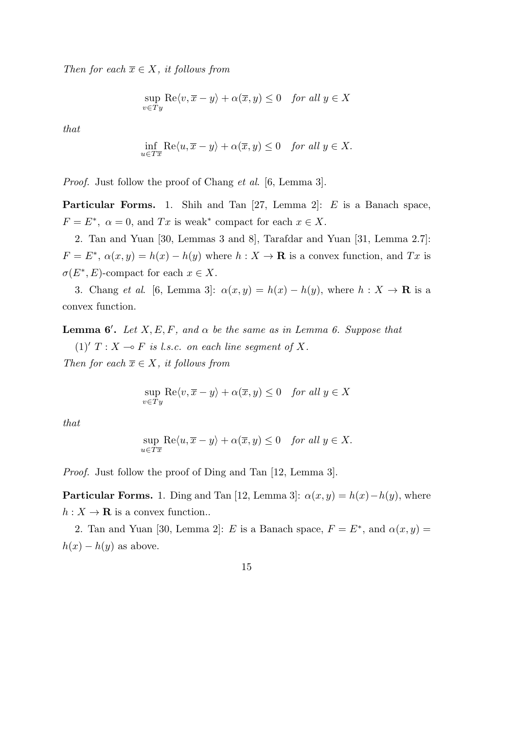*Then for each $\overline{x} \in X$, it follows from*

$$\sup_{v \in Ty} \mathrm{Re}\langle v, \overline{x} - y\rangle + \alpha(\overline{x}, y) \leq 0 \quad \textit{for all } y \in X$$

*that*

$$\inf_{u \in T\overline{x}} \mathrm{Re}\langle u, \overline{x} - y\rangle + \alpha(\overline{x}, y) \leq 0 \quad \textit{for all } y \in X.$$

*Proof.* Just follow the proof of Chang *et al*. [6, Lemma 3].

**Particular Forms.** 1. Shih and Tan [27, Lemma 2]: $E$ is a Banach space, $F = E^*$, $\alpha = 0$, and $Tx$ is weak$^*$ compact for each $x \in X$.

2. Tan and Yuan [30, Lemmas 3 and 8], Tarafdar and Yuan [31, Lemma 2.7]: $F = E^*$, $\alpha(x, y) = h(x) - h(y)$ where $h : X \to \mathbf{R}$ is a convex function, and $Tx$ is $\sigma(E^*, E)$-compact for each $x \in X$.

3. Chang *et al*. [6, Lemma 3]: $\alpha(x, y) = h(x) - h(y)$, where $h : X \to \mathbf{R}$ is a convex function.

**Lemma 6$'$.** *Let $X, E, F$, and $\alpha$ be the same as in Lemma 6. Suppose that*

$(1)'$ *$T : X \multimap F$ is l.s.c. on each line segment of $X$.*

*Then for each $\overline{x} \in X$, it follows from*

$$\sup_{v \in Ty} \mathrm{Re}\langle v, \overline{x} - y\rangle + \alpha(\overline{x}, y) \leq 0 \quad \textit{for all } y \in X$$

*that*

$$\sup_{u \in T\overline{x}} \mathrm{Re}\langle u, \overline{x} - y\rangle + \alpha(\overline{x}, y) \leq 0 \quad \textit{for all } y \in X.$$

*Proof.* Just follow the proof of Ding and Tan [12, Lemma 3].

**Particular Forms.** 1. Ding and Tan [12, Lemma 3]: $\alpha(x, y) = h(x) - h(y)$, where $h : X \to \mathbf{R}$ is a convex function..

2. Tan and Yuan [30, Lemma 2]: $E$ is a Banach space, $F = E^*$, and $\alpha(x, y) = h(x) - h(y)$ as above.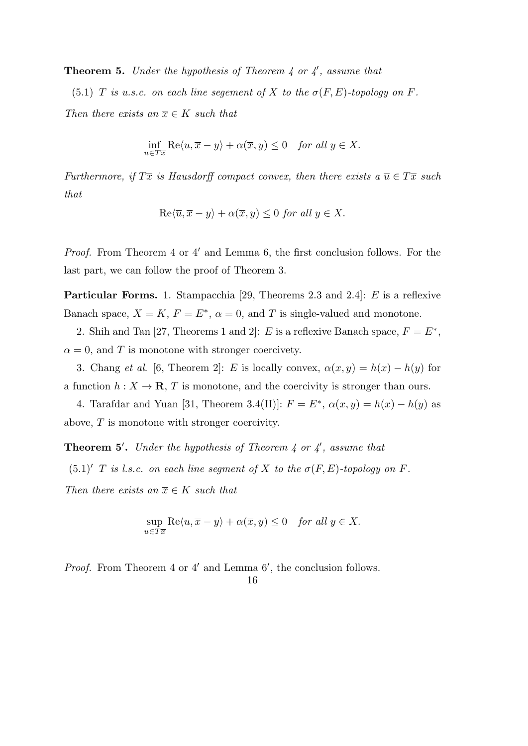**Theorem 5.** *Under the hypothesis of Theorem 4 or 4′, assume that*

(5.1) *$T$ is u.s.c. on each line segement of $X$ to the $\sigma(F, E)$-topology on $F$.*

*Then there exists an $\overline{x} \in K$ such that*

$$\inf_{u \in T\overline{x}} \mathrm{Re}\langle u, \overline{x} - y\rangle + \alpha(\overline{x}, y) \leq 0 \quad \textit{for all } y \in X.$$

*Furthermore, if $T\overline{x}$ is Hausdorff compact convex, then there exists a $\overline{u} \in T\overline{x}$ such that*

$$\mathrm{Re}\langle \overline{u}, \overline{x} - y\rangle + \alpha(\overline{x}, y) \leq 0 \textit{ for all } y \in X.$$

*Proof.* From Theorem 4 or 4′ and Lemma 6, the first conclusion follows. For the last part, we can follow the proof of Theorem 3.

**Particular Forms.** 1. Stampacchia [29, Theorems 2.3 and 2.4]: $E$ is a reflexive Banach space, $X = K$, $F = E^*$, $\alpha = 0$, and $T$ is single-valued and monotone.

2. Shih and Tan [27, Theorems 1 and 2]: $E$ is a reflexive Banach space, $F = E^*$, $\alpha = 0$, and $T$ is monotone with stronger coercivety.

3. Chang *et al.* [6, Theorem 2]: $E$ is locally convex, $\alpha(x, y) = h(x) - h(y)$ for a function $h : X \to \mathbf{R}$, $T$ is monotone, and the coercivity is stronger than ours.

4. Tarafdar and Yuan [31, Theorem 3.4(II)]: $F = E^*$, $\alpha(x, y) = h(x) - h(y)$ as above, $T$ is monotone with stronger coercivity.

**Theorem 5′.** *Under the hypothesis of Theorem 4 or 4′, assume that*

(5.1)′ *$T$ is l.s.c. on each line segment of $X$ to the $\sigma(F, E)$-topology on $F$.*

*Then there exists an $\overline{x} \in K$ such that*

$$\sup_{u \in T\overline{x}} \mathrm{Re}\langle u, \overline{x} - y\rangle + \alpha(\overline{x}, y) \leq 0 \quad \textit{for all } y \in X.$$

*Proof.* From Theorem 4 or 4′ and Lemma 6′, the conclusion follows.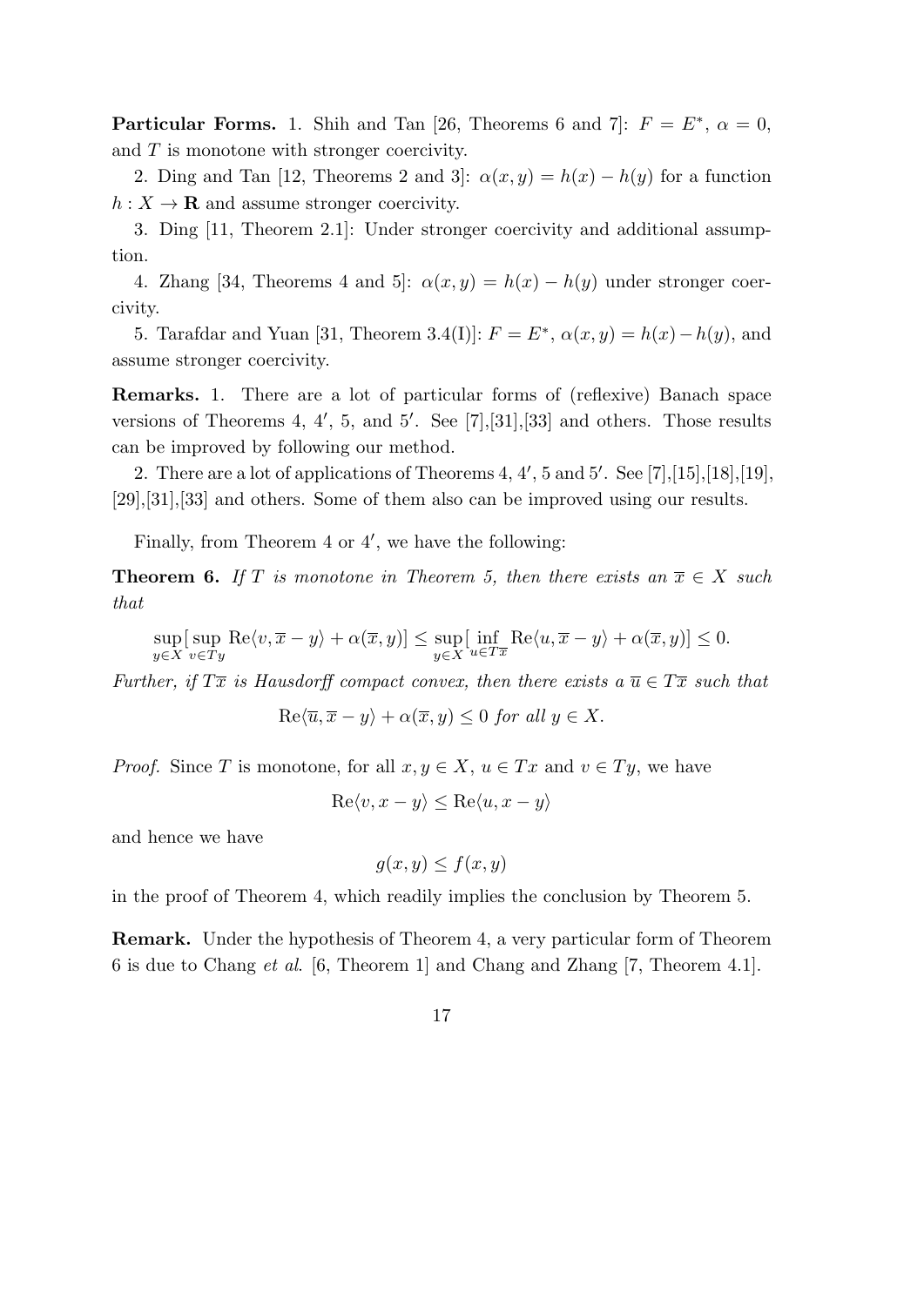**Particular Forms.** 1. Shih and Tan [26, Theorems 6 and 7]: $F = E^*$, $\alpha = 0$, and $T$ is monotone with stronger coercivity.

2. Ding and Tan [12, Theorems 2 and 3]: $\alpha(x, y) = h(x) - h(y)$ for a function $h : X \to \mathbf{R}$ and assume stronger coercivity.

3. Ding [11, Theorem 2.1]: Under stronger coercivity and additional assumption.

4. Zhang [34, Theorems 4 and 5]: $\alpha(x, y) = h(x) - h(y)$ under stronger coercivity.

5. Tarafdar and Yuan [31, Theorem 3.4(I)]: $F = E^*$, $\alpha(x, y) = h(x) - h(y)$, and assume stronger coercivity.

**Remarks.** 1. There are a lot of particular forms of (reflexive) Banach space versions of Theorems 4, 4′, 5, and 5′. See [7],[31],[33] and others. Those results can be improved by following our method.

2. There are a lot of applications of Theorems 4, 4′, 5 and 5′. See [7],[15],[18],[19], [29],[31],[33] and others. Some of them also can be improved using our results.

Finally, from Theorem 4 or 4′, we have the following:

**Theorem 6.** *If $T$ is monotone in Theorem 5, then there exists an $\overline{x} \in X$ such that*

$$\sup_{y \in X} [\sup_{v \in Ty} \mathrm{Re}\langle v, \overline{x} - y\rangle + \alpha(\overline{x}, y)] \leq \sup_{y \in X} [\inf_{u \in T\overline{x}} \mathrm{Re}\langle u, \overline{x} - y\rangle + \alpha(\overline{x}, y)] \leq 0.$$

*Further, if $T\overline{x}$ is Hausdorff compact convex, then there exists a $\overline{u} \in T\overline{x}$ such that*

$$\mathrm{Re}\langle \overline{u}, \overline{x} - y\rangle + \alpha(\overline{x}, y) \leq 0 \text{ for all } y \in X.$$

*Proof.* Since $T$ is monotone, for all $x, y \in X$, $u \in Tx$ and $v \in Ty$, we have

$$\mathrm{Re}\langle v, x - y\rangle \leq \mathrm{Re}\langle u, x - y\rangle$$

and hence we have

$$g(x, y) \leq f(x, y)$$

in the proof of Theorem 4, which readily implies the conclusion by Theorem 5.

**Remark.** Under the hypothesis of Theorem 4, a very particular form of Theorem 6 is due to Chang *et al.* [6, Theorem 1] and Chang and Zhang [7, Theorem 4.1].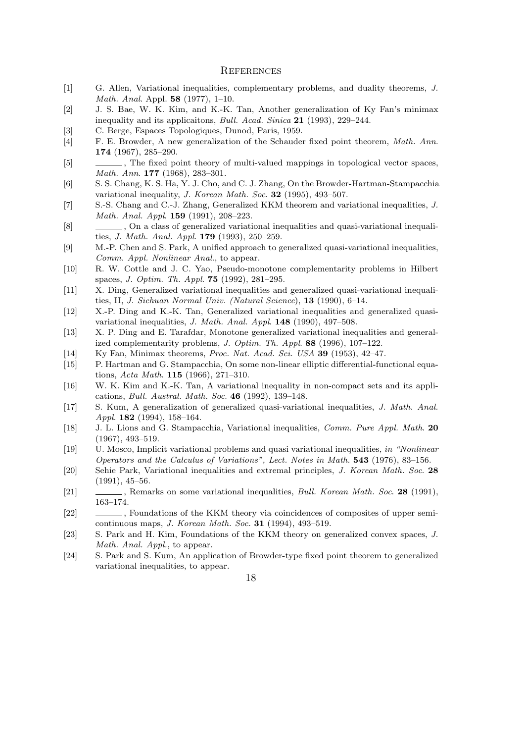# References

[1] G. Allen, Variational inequalities, complementary problems, and duality theorems, *J. Math. Anal*. Appl. **58** (1977), 1–10.

[2] J. S. Bae, W. K. Kim, and K.-K. Tan, Another generalization of Ky Fan's minimax inequality and its applicaitons, *Bull. Acad. Sinica* **21** (1993), 229–244.

[3] C. Berge, Espaces Topologiques, Dunod, Paris, 1959.

[4] F. E. Browder, A new generalization of the Schauder fixed point theorem, *Math. Ann*. **174** (1967), 285–290.

[5] ———, The fixed point theory of multi-valued mappings in topological vector spaces, *Math. Ann*. **177** (1968), 283–301.

[6] S. S. Chang, K. S. Ha, Y. J. Cho, and C. J. Zhang, On the Browder-Hartman-Stampacchia variational inequality, *J. Korean Math. Soc*. **32** (1995), 493–507.

[7] S.-S. Chang and C.-J. Zhang, Generalized KKM theorem and variational inequalities, *J. Math. Anal. Appl*. **159** (1991), 208–223.

[8] ———, On a class of generalized variational inequalities and quasi-variational inequalities, *J. Math. Anal. Appl*. **179** (1993), 250–259.

[9] M.-P. Chen and S. Park, A unified approach to generalized quasi-variational inequalities, *Comm. Appl. Nonlinear Anal*., to appear.

[10] R. W. Cottle and J. C. Yao, Pseudo-monotone complementarity problems in Hilbert spaces, *J. Optim. Th. Appl*. **75** (1992), 281–295.

[11] X. Ding, Generalized variational inequalities and generalized quasi-variational inequalities, II, *J. Sichuan Normal Univ. (Natural Science)*, **13** (1990), 6–14.

[12] X.-P. Ding and K.-K. Tan, Generalized variational inequalities and generalized quasi-variational inequalities, *J. Math. Anal. Appl*. **148** (1990), 497–508.

[13] X. P. Ding and E. Tarafdar, Monotone generalized variational inequalities and generalized complementarity problems, *J. Optim. Th. Appl*. **88** (1996), 107–122.

[14] Ky Fan, Minimax theorems, *Proc. Nat. Acad. Sci. USA* **39** (1953), 42–47.

[15] P. Hartman and G. Stampacchia, On some non-linear elliptic differential-functional equations, *Acta Math*. **115** (1966), 271–310.

[16] W. K. Kim and K.-K. Tan, A variational inequality in non-compact sets and its applications, *Bull. Austral. Math. Soc*. **46** (1992), 139–148.

[17] S. Kum, A generalization of generalized quasi-variational inequalities, *J. Math. Anal. Appl*. **182** (1994), 158–164.

[18] J. L. Lions and G. Stampacchia, Variational inequalities, *Comm. Pure Appl. Math*. **20** (1967), 493–519.

[19] U. Mosco, Implicit variational problems and quasi variational inequalities, *in "Nonlinear Operators and the Calculus of Variations", Lect. Notes in Math*. **543** (1976), 83–156.

[20] Sehie Park, Variational inequalities and extremal principles, *J. Korean Math. Soc*. **28** (1991), 45–56.

[21] ———, Remarks on some variational inequalities, *Bull. Korean Math. Soc*. **28** (1991), 163–174.

[22] ———, Foundations of the KKM theory via coincidences of composites of upper semicontinuous maps, *J. Korean Math. Soc*. **31** (1994), 493–519.

[23] S. Park and H. Kim, Foundations of the KKM theory on generalized convex spaces, *J. Math. Anal. Appl*., to appear.

[24] S. Park and S. Kum, An application of Browder-type fixed point theorem to generalized variational inequalities, to appear.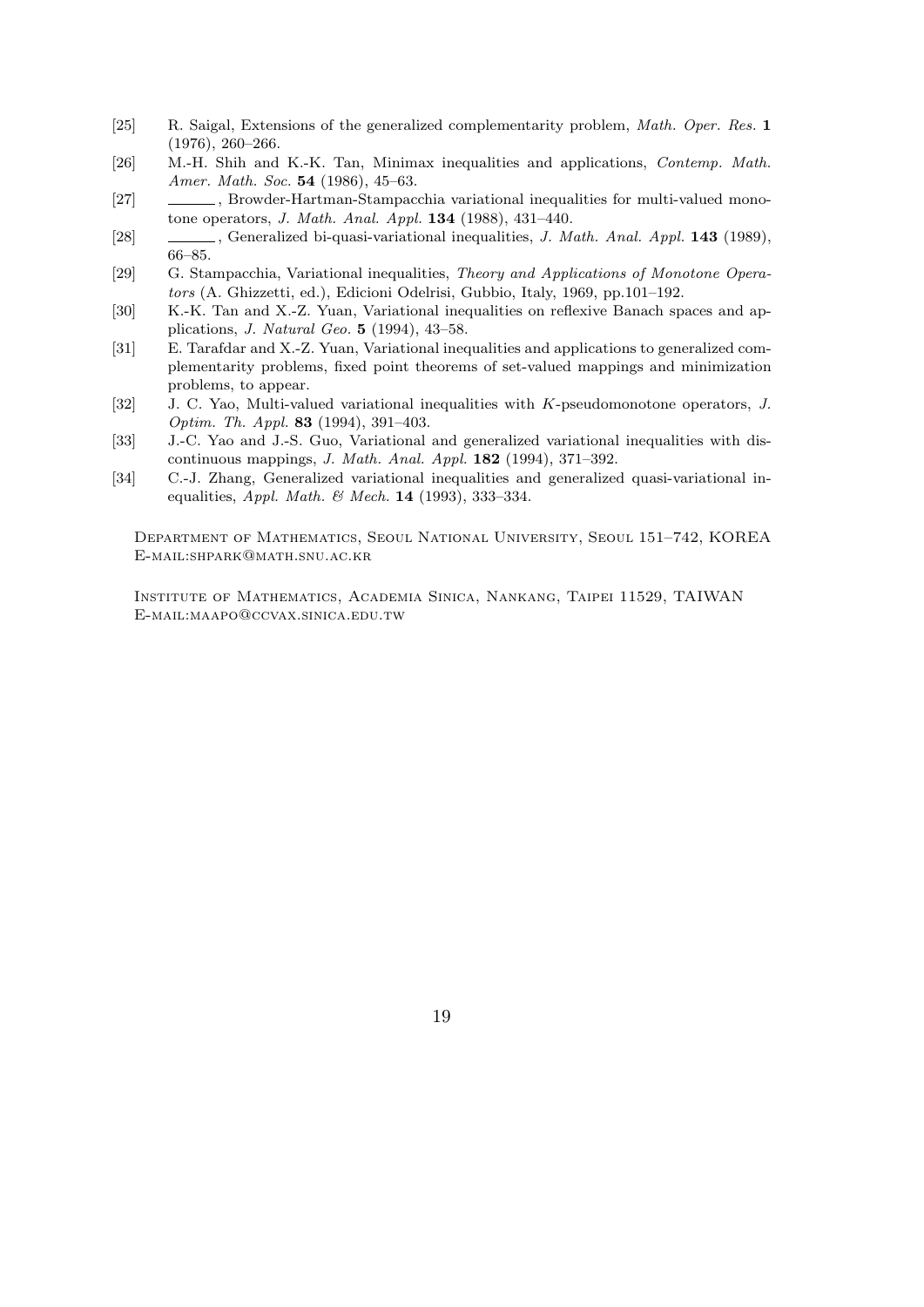[25] R. Saigal, Extensions of the generalized complementarity problem, *Math. Oper. Res.* **1** (1976), 260–266.

[26] M.-H. Shih and K.-K. Tan, Minimax inequalities and applications, *Contemp. Math. Amer. Math. Soc.* **54** (1986), 45–63.

[27] ______, Browder-Hartman-Stampacchia variational inequalities for multi-valued monotone operators, *J. Math. Anal. Appl.* **134** (1988), 431–440.

[28] ______, Generalized bi-quasi-variational inequalities, *J. Math. Anal. Appl.* **143** (1989), 66–85.

[29] G. Stampacchia, Variational inequalities, *Theory and Applications of Monotone Operators* (A. Ghizzetti, ed.), Edicioni Odelrisi, Gubbio, Italy, 1969, pp.101–192.

[30] K.-K. Tan and X.-Z. Yuan, Variational inequalities on reflexive Banach spaces and applications, *J. Natural Geo.* **5** (1994), 43–58.

[31] E. Tarafdar and X.-Z. Yuan, Variational inequalities and applications to generalized complementarity problems, fixed point theorems of set-valued mappings and minimization problems, to appear.

[32] J. C. Yao, Multi-valued variational inequalities with $K$-pseudomonotone operators, *J. Optim. Th. Appl.* **83** (1994), 391–403.

[33] J.-C. Yao and J.-S. Guo, Variational and generalized variational inequalities with discontinuous mappings, *J. Math. Anal. Appl.* **182** (1994), 371–392.

[34] C.-J. Zhang, Generalized variational inequalities and generalized quasi-variational inequalities, *Appl. Math. & Mech.* **14** (1993), 333–334.

Department of Mathematics, Seoul National University, Seoul 151–742, KOREA
E-mail:shpark@math.snu.ac.kr

Institute of Mathematics, Academia Sinica, Nankang, Taipei 11529, TAIWAN
E-mail:maapo@ccvax.sinica.edu.tw